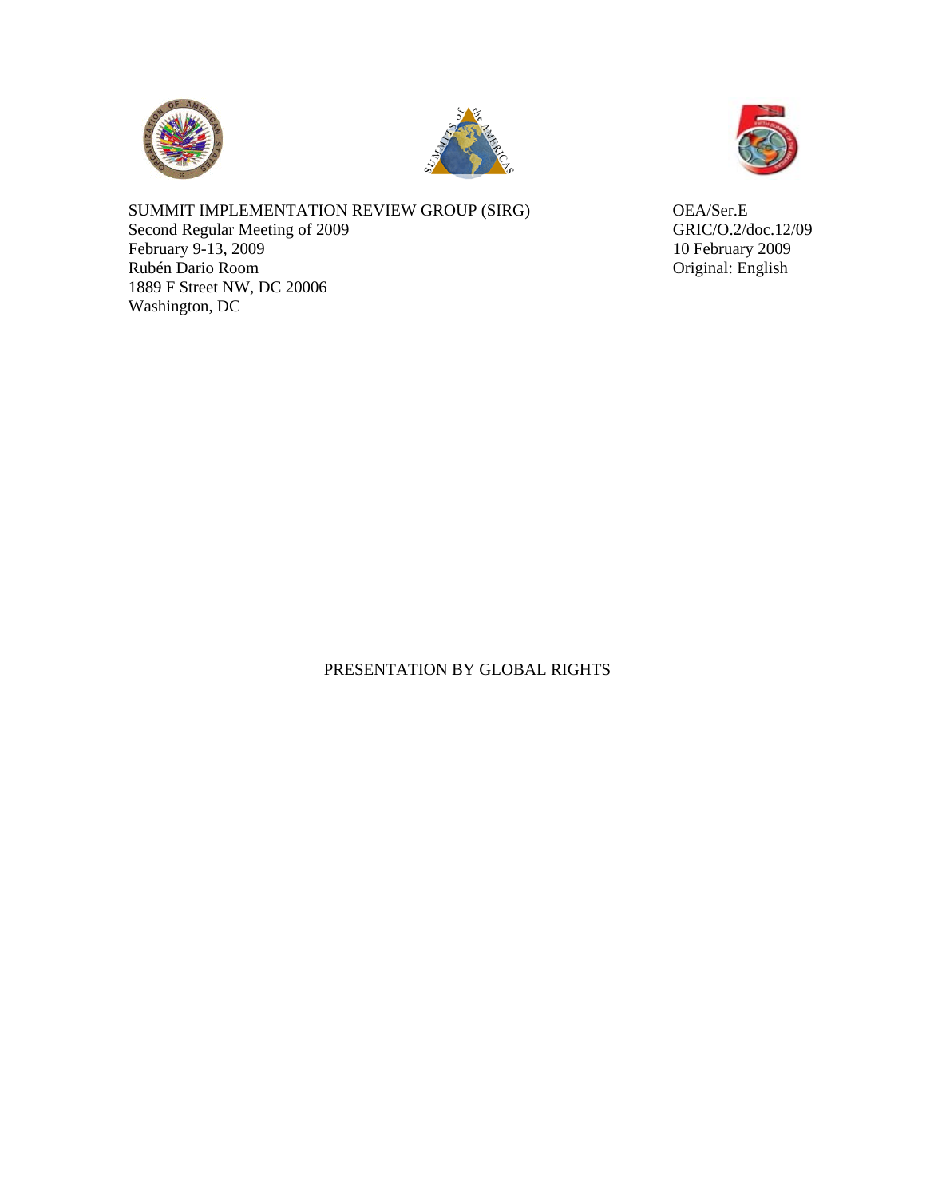SUMMIT IMPLEMENTATION REVIEW GROUP (SIRG)
Second Regular Meeting of 2009
February 9-13, 2009
Rubén Dario Room
1889 F Street NW, DC 20006
Washington, DC

OEA/Ser.E
GRIC/O.2/doc.12/09
10 February 2009
Original: English

# PRESENTATION BY GLOBAL RIGHTS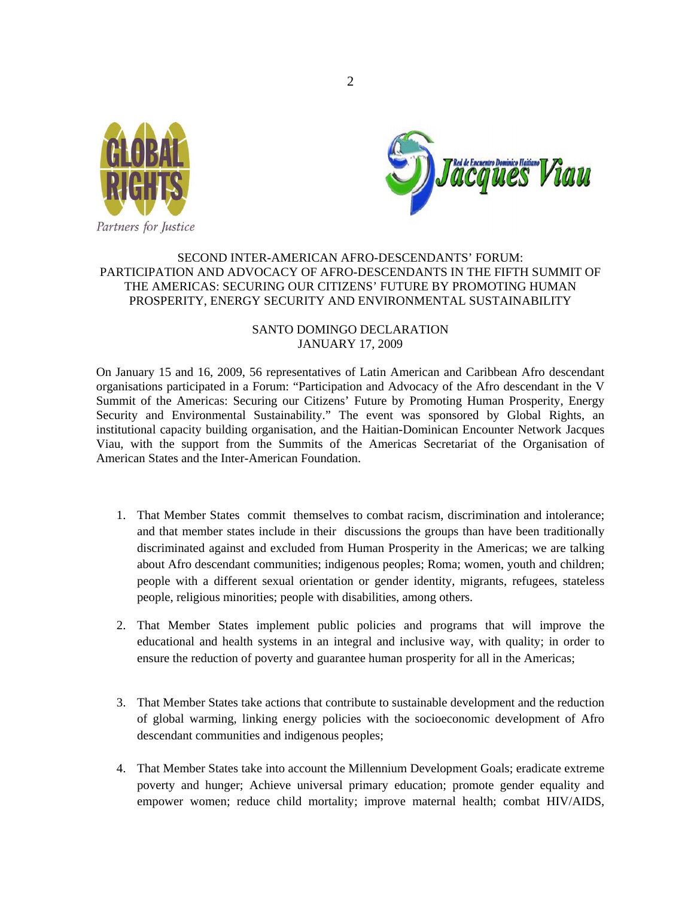SECOND INTER-AMERICAN AFRO-DESCENDANTS' FORUM: PARTICIPATION AND ADVOCACY OF AFRO-DESCENDANTS IN THE FIFTH SUMMIT OF THE AMERICAS: SECURING OUR CITIZENS' FUTURE BY PROMOTING HUMAN PROSPERITY, ENERGY SECURITY AND ENVIRONMENTAL SUSTAINABILITY

SANTO DOMINGO DECLARATION
JANUARY 17, 2009

On January 15 and 16, 2009, 56 representatives of Latin American and Caribbean Afro descendant organisations participated in a Forum: "Participation and Advocacy of the Afro descendant in the V Summit of the Americas: Securing our Citizens' Future by Promoting Human Prosperity, Energy Security and Environmental Sustainability." The event was sponsored by Global Rights, an institutional capacity building organisation, and the Haitian-Dominican Encounter Network Jacques Viau, with the support from the Summits of the Americas Secretariat of the Organisation of American States and the Inter-American Foundation.

1. That Member States commit themselves to combat racism, discrimination and intolerance; and that member states include in their discussions the groups than have been traditionally discriminated against and excluded from Human Prosperity in the Americas; we are talking about Afro descendant communities; indigenous peoples; Roma; women, youth and children; people with a different sexual orientation or gender identity, migrants, refugees, stateless people, religious minorities; people with disabilities, among others.

2. That Member States implement public policies and programs that will improve the educational and health systems in an integral and inclusive way, with quality; in order to ensure the reduction of poverty and guarantee human prosperity for all in the Americas;

3. That Member States take actions that contribute to sustainable development and the reduction of global warming, linking energy policies with the socioeconomic development of Afro descendant communities and indigenous peoples;

4. That Member States take into account the Millennium Development Goals; eradicate extreme poverty and hunger; Achieve universal primary education; promote gender equality and empower women; reduce child mortality; improve maternal health; combat HIV/AIDS,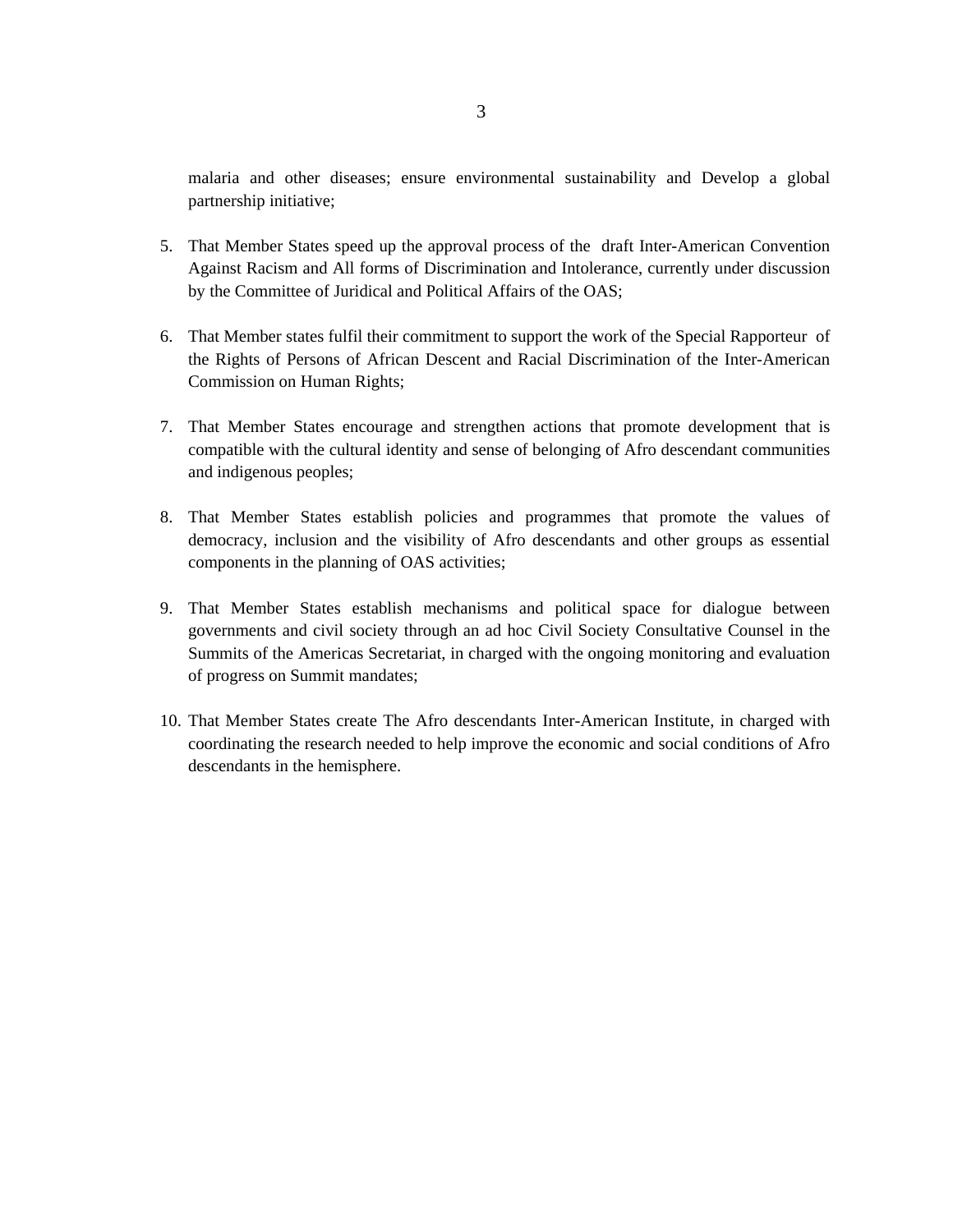malaria and other diseases; ensure environmental sustainability and Develop a global partnership initiative;

5. That Member States speed up the approval process of the draft Inter-American Convention Against Racism and All forms of Discrimination and Intolerance, currently under discussion by the Committee of Juridical and Political Affairs of the OAS;

6. That Member states fulfil their commitment to support the work of the Special Rapporteur of the Rights of Persons of African Descent and Racial Discrimination of the Inter-American Commission on Human Rights;

7. That Member States encourage and strengthen actions that promote development that is compatible with the cultural identity and sense of belonging of Afro descendant communities and indigenous peoples;

8. That Member States establish policies and programmes that promote the values of democracy, inclusion and the visibility of Afro descendants and other groups as essential components in the planning of OAS activities;

9. That Member States establish mechanisms and political space for dialogue between governments and civil society through an ad hoc Civil Society Consultative Counsel in the Summits of the Americas Secretariat, in charged with the ongoing monitoring and evaluation of progress on Summit mandates;

10. That Member States create The Afro descendants Inter-American Institute, in charged with coordinating the research needed to help improve the economic and social conditions of Afro descendants in the hemisphere.